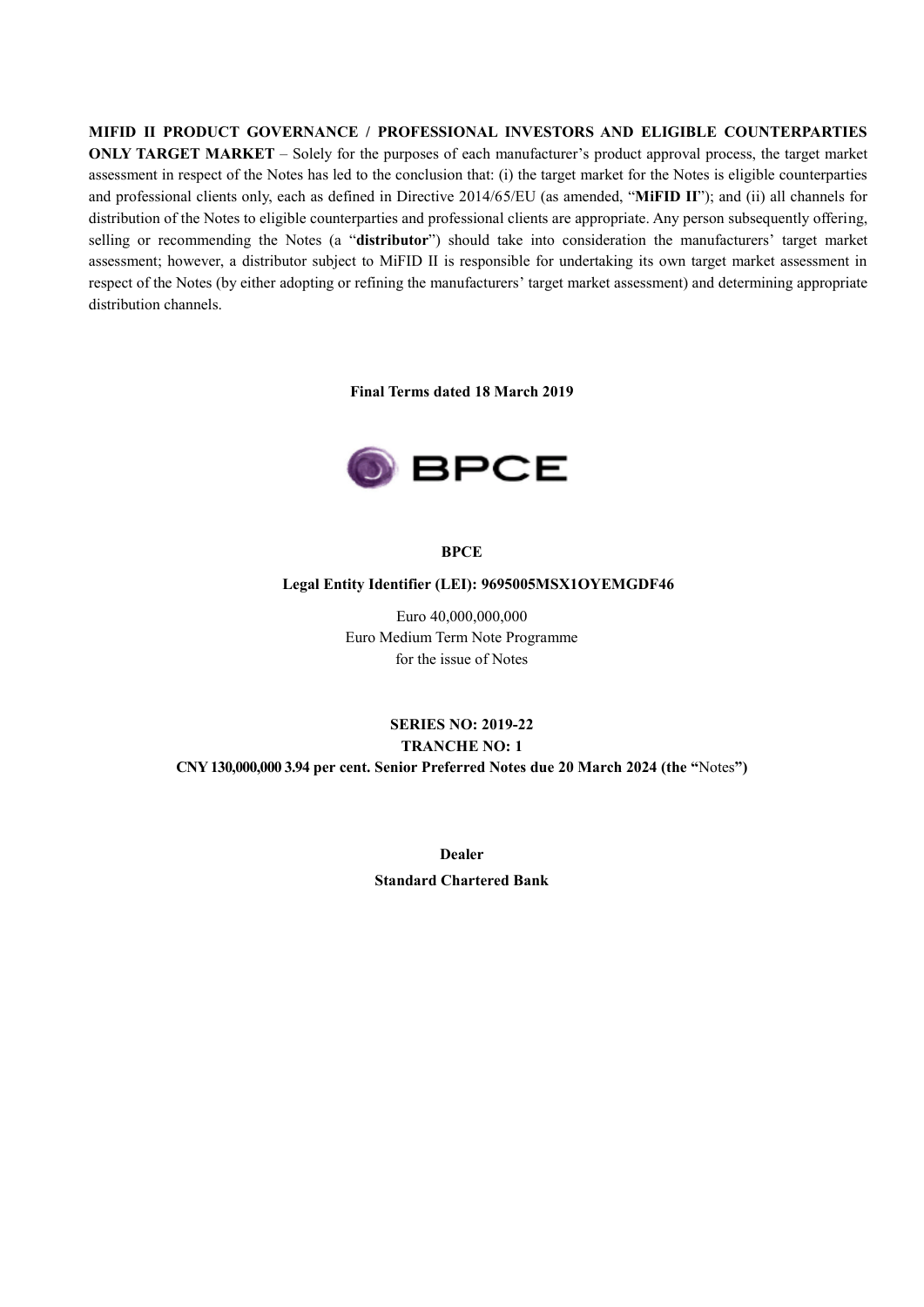**MIFID II PRODUCT GOVERNANCE / PROFESSIONAL INVESTORS AND ELIGIBLE COUNTERPARTIES ONLY TARGET MARKET** – Solely for the purposes of each manufacturer's product approval process, the target market assessment in respect of the Notes has led to the conclusion that: (i) the target market for the Notes is eligible counterparties and professional clients only, each as defined in Directive 2014/65/EU (as amended, "**MiFID II**"); and (ii) all channels for distribution of the Notes to eligible counterparties and professional clients are appropriate. Any person subsequently offering, selling or recommending the Notes (a "**distributor**") should take into consideration the manufacturers' target market assessment; however, a distributor subject to MiFID II is responsible for undertaking its own target market assessment in respect of the Notes (by either adopting or refining the manufacturers' target market assessment) and determining appropriate distribution channels.

**Final Terms dated 18 March 2019**

BPCE

**BPCE**

**Legal Entity Identifier (LEI): 9695005MSX1OYEMGDF46**

Euro 40,000,000,000
Euro Medium Term Note Programme
for the issue of Notes

**SERIES NO: 2019-22**

**TRANCHE NO: 1**

**CNY 130,000,000 3.94 per cent. Senior Preferred Notes due 20 March 2024 (the "**Notes**")**

**Dealer**

**Standard Chartered Bank**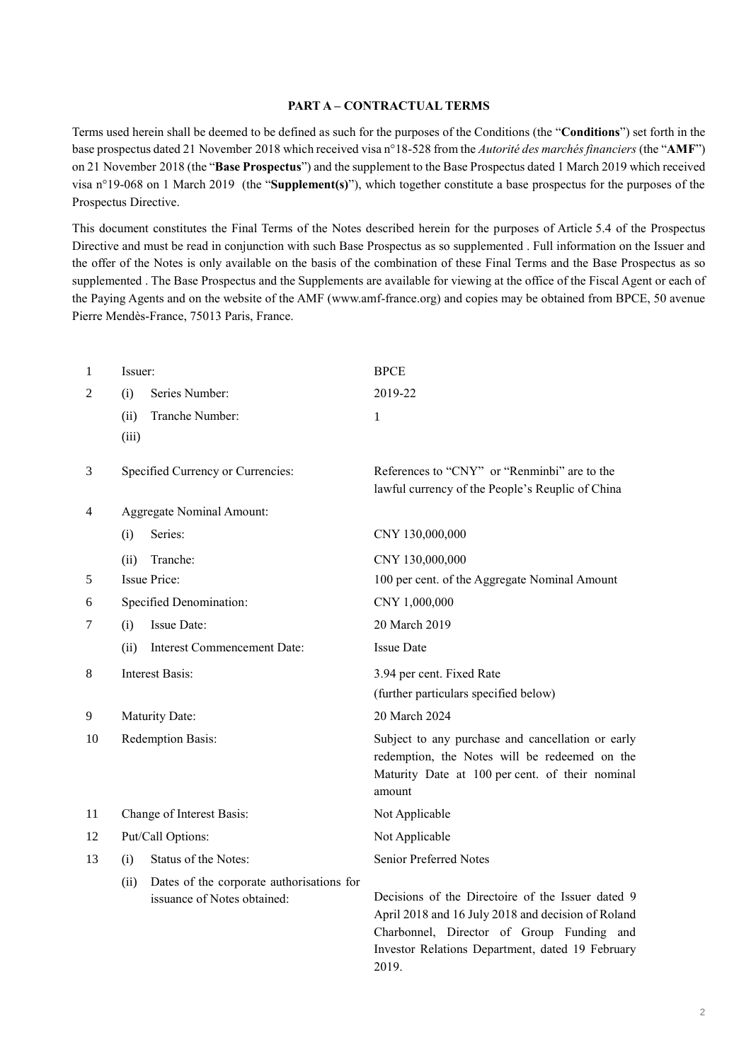## PART A – CONTRACTUAL TERMS

Terms used herein shall be deemed to be defined as such for the purposes of the Conditions (the "**Conditions**") set forth in the base prospectus dated 21 November 2018 which received visa n°18-528 from the *Autorité des marchés financiers* (the "**AMF**") on 21 November 2018 (the "**Base Prospectus**") and the supplement to the Base Prospectus dated 1 March 2019 which received visa n°19-068 on 1 March 2019 (the "**Supplement(s)**"), which together constitute a base prospectus for the purposes of the Prospectus Directive.

This document constitutes the Final Terms of the Notes described herein for the purposes of Article 5.4 of the Prospectus Directive and must be read in conjunction with such Base Prospectus as so supplemented . Full information on the Issuer and the offer of the Notes is only available on the basis of the combination of these Final Terms and the Base Prospectus as so supplemented . The Base Prospectus and the Supplements are available for viewing at the office of the Fiscal Agent or each of the Paying Agents and on the website of the AMF (www.amf-france.org) and copies may be obtained from BPCE, 50 avenue Pierre Mendès-France, 75013 Paris, France.

| | | |
|---|---|---|
| 1 | Issuer: | BPCE |
| 2 | (i) Series Number: | 2019-22 |
| | (ii) Tranche Number: | 1 |
| | (iii) | |
| 3 | Specified Currency or Currencies: | References to "CNY" or "Renminbi" are to the lawful currency of the People's Reuplic of China |
| 4 | Aggregate Nominal Amount: | |
| | (i) Series: | CNY 130,000,000 |
| | (ii) Tranche: | CNY 130,000,000 |
| 5 | Issue Price: | 100 per cent. of the Aggregate Nominal Amount |
| 6 | Specified Denomination: | CNY 1,000,000 |
| 7 | (i) Issue Date: | 20 March 2019 |
| | (ii) Interest Commencement Date: | Issue Date |
| 8 | Interest Basis: | 3.94 per cent. Fixed Rate<br>(further particulars specified below) |
| 9 | Maturity Date: | 20 March 2024 |
| 10 | Redemption Basis: | Subject to any purchase and cancellation or early redemption, the Notes will be redeemed on the Maturity Date at 100 per cent. of their nominal amount |
| 11 | Change of Interest Basis: | Not Applicable |
| 12 | Put/Call Options: | Not Applicable |
| 13 | (i) Status of the Notes: | Senior Preferred Notes |
| | (ii) Dates of the corporate authorisations for issuance of Notes obtained: | Decisions of the Directoire of the Issuer dated 9 April 2018 and 16 July 2018 and decision of Roland Charbonnel, Director of Group Funding and Investor Relations Department, dated 19 February 2019. |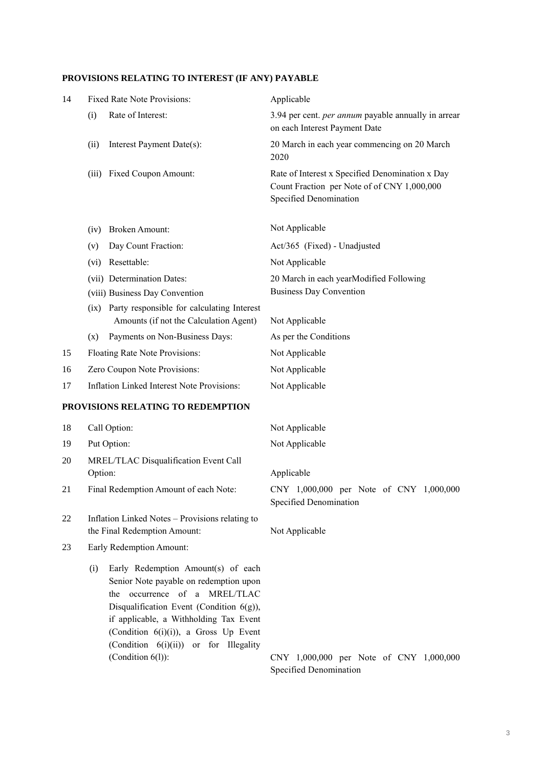## PROVISIONS RELATING TO INTEREST (IF ANY) PAYABLE

| | | |
|---|---|---|
| 14 | Fixed Rate Note Provisions: | Applicable |
| | (i) Rate of Interest: | 3.94 per cent. *per annum* payable annually in arrear on each Interest Payment Date |
| | (ii) Interest Payment Date(s): | 20 March in each year commencing on 20 March 2020 |
| | (iii) Fixed Coupon Amount: | Rate of Interest x Specified Denomination x Day Count Fraction per Note of of CNY 1,000,000 Specified Denomination |
| | (iv) Broken Amount: | Not Applicable |
| | (v) Day Count Fraction: | Act/365 (Fixed) - Unadjusted |
| | (vi) Resettable: | Not Applicable |
| | (vii) Determination Dates: | 20 March in each yearModified Following Business Day Convention |
| | (viii) Business Day Convention | |
| | (ix) Party responsible for calculating Interest Amounts (if not the Calculation Agent) | Not Applicable |
| | (x) Payments on Non-Business Days: | As per the Conditions |
| 15 | Floating Rate Note Provisions: | Not Applicable |
| 16 | Zero Coupon Note Provisions: | Not Applicable |
| 17 | Inflation Linked Interest Note Provisions: | Not Applicable |

## PROVISIONS RELATING TO REDEMPTION

| | | |
|---|---|---|
| 18 | Call Option: | Not Applicable |
| 19 | Put Option: | Not Applicable |
| 20 | MREL/TLAC Disqualification Event Call Option: | Applicable |
| 21 | Final Redemption Amount of each Note: | CNY 1,000,000 per Note of CNY 1,000,000 Specified Denomination |
| 22 | Inflation Linked Notes – Provisions relating to the Final Redemption Amount: | Not Applicable |
| 23 | Early Redemption Amount: | |
| | (i) Early Redemption Amount(s) of each Senior Note payable on redemption upon the occurrence of a MREL/TLAC Disqualification Event (Condition 6(g)), if applicable, a Withholding Tax Event (Condition 6(i)(i)), a Gross Up Event (Condition 6(i)(ii)) or for Illegality (Condition 6(l)): | CNY 1,000,000 per Note of CNY 1,000,000 Specified Denomination |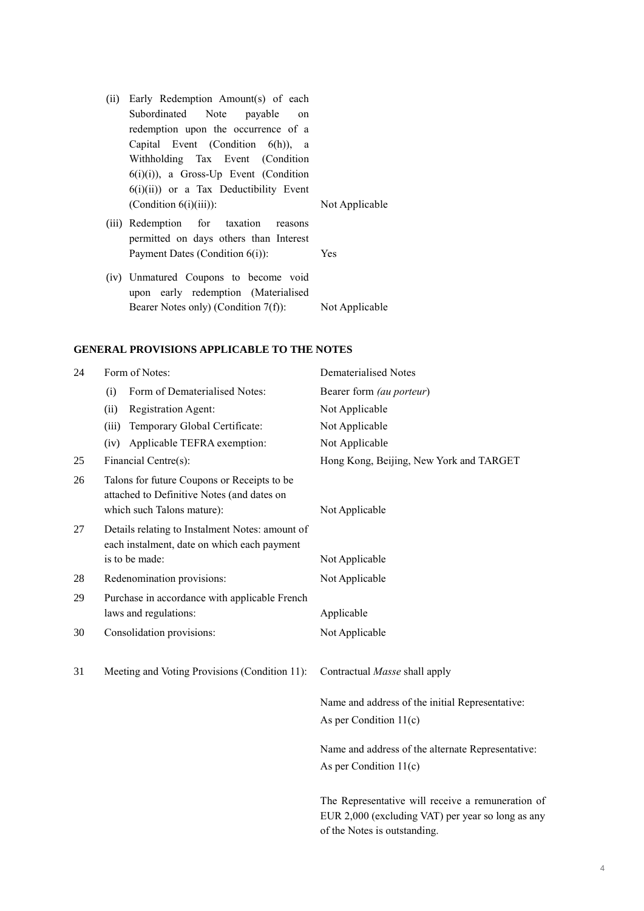| | |
|---|---|
| (ii) Early Redemption Amount(s) of each Subordinated Note payable on redemption upon the occurrence of a Capital Event (Condition 6(h)), a Withholding Tax Event (Condition 6(i)(i)), a Gross-Up Event (Condition 6(i)(ii)) or a Tax Deductibility Event (Condition 6(i)(iii)): | Not Applicable |
| (iii) Redemption for taxation reasons permitted on days others than Interest Payment Dates (Condition 6(i)): | Yes |
| (iv) Unmatured Coupons to become void upon early redemption (Materialised Bearer Notes only) (Condition 7(f)): | Not Applicable |

**GENERAL PROVISIONS APPLICABLE TO THE NOTES**

| | | |
|---|---|---|
| 24 | Form of Notes: | Dematerialised Notes |
| | (i) Form of Dematerialised Notes: | Bearer form *(au porteur)* |
| | (ii) Registration Agent: | Not Applicable |
| | (iii) Temporary Global Certificate: | Not Applicable |
| | (iv) Applicable TEFRA exemption: | Not Applicable |
| 25 | Financial Centre(s): | Hong Kong, Beijing, New York and TARGET |
| 26 | Talons for future Coupons or Receipts to be attached to Definitive Notes (and dates on which such Talons mature): | Not Applicable |
| 27 | Details relating to Instalment Notes: amount of each instalment, date on which each payment is to be made: | Not Applicable |
| 28 | Redenomination provisions: | Not Applicable |
| 29 | Purchase in accordance with applicable French laws and regulations: | Applicable |
| 30 | Consolidation provisions: | Not Applicable |
| 31 | Meeting and Voting Provisions (Condition 11): | Contractual *Masse* shall apply<br><br>Name and address of the initial Representative: As per Condition 11(c)<br><br>Name and address of the alternate Representative: As per Condition 11(c)<br><br>The Representative will receive a remuneration of EUR 2,000 (excluding VAT) per year so long as any of the Notes is outstanding. |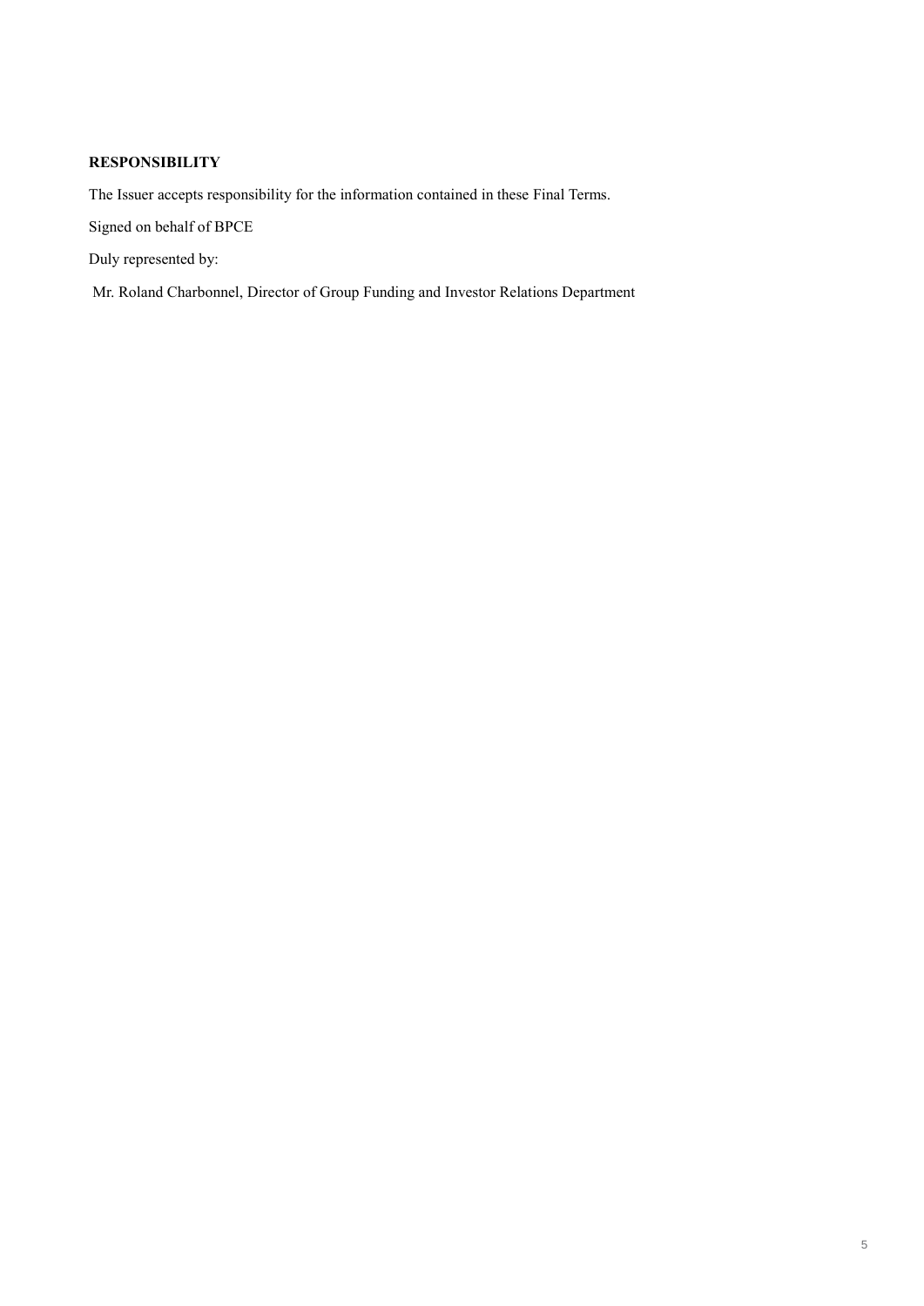**RESPONSIBILITY**

The Issuer accepts responsibility for the information contained in these Final Terms.

Signed on behalf of BPCE

Duly represented by:

Mr. Roland Charbonnel, Director of Group Funding and Investor Relations Department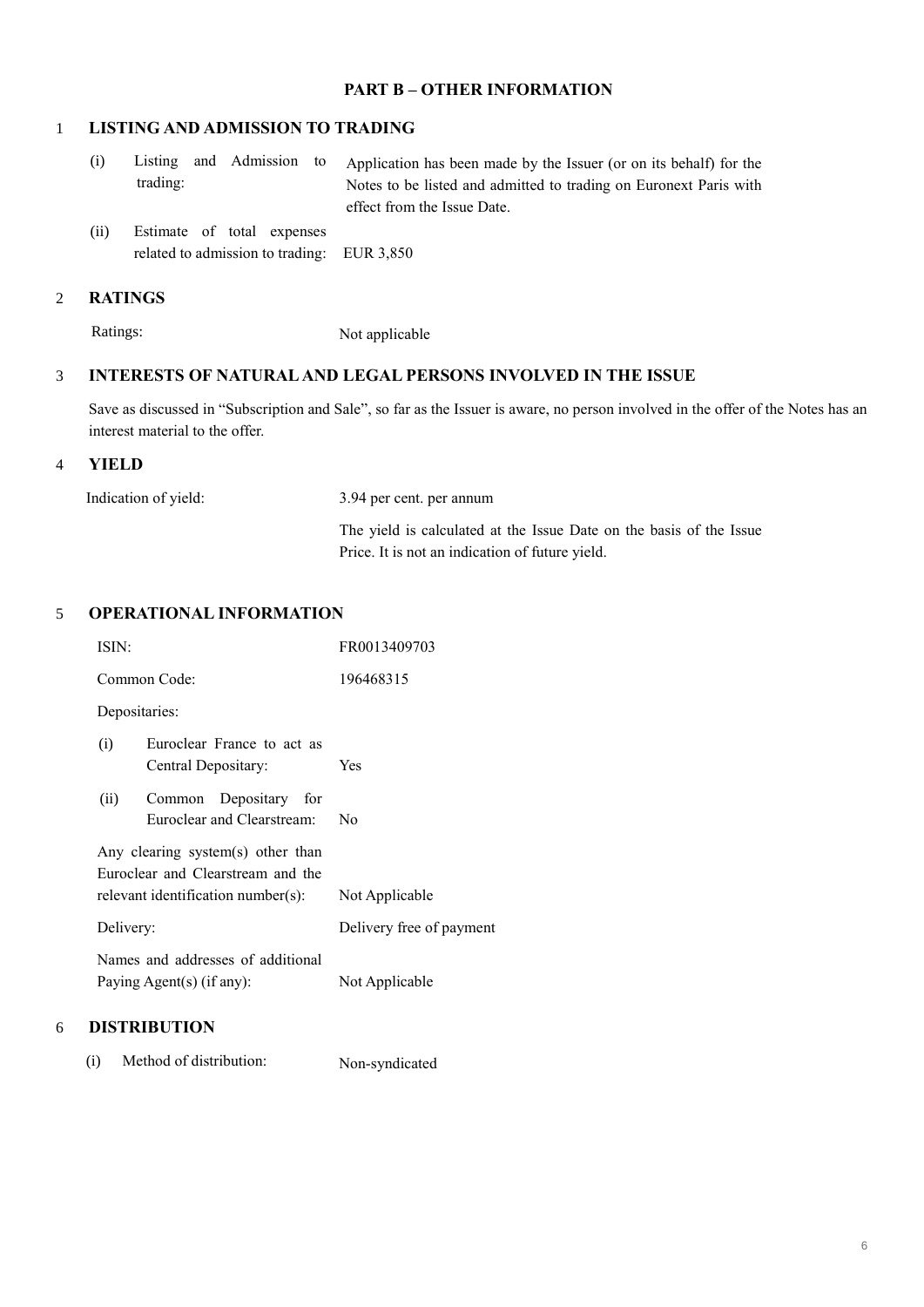## PART B – OTHER INFORMATION

### 1 LISTING AND ADMISSION TO TRADING

| | |
|---|---|
| (i) Listing and Admission to trading: | Application has been made by the Issuer (or on its behalf) for the Notes to be listed and admitted to trading on Euronext Paris with effect from the Issue Date. |
| (ii) Estimate of total expenses related to admission to trading: | EUR 3,850 |

### 2 RATINGS

| | |
|---|---|
| Ratings: | Not applicable |

### 3 INTERESTS OF NATURAL AND LEGAL PERSONS INVOLVED IN THE ISSUE

Save as discussed in "Subscription and Sale", so far as the Issuer is aware, no person involved in the offer of the Notes has an interest material to the offer.

### 4 YIELD

| | |
|---|---|
| Indication of yield: | 3.94 per cent. per annum |
| | The yield is calculated at the Issue Date on the basis of the Issue Price. It is not an indication of future yield. |

### 5 OPERATIONAL INFORMATION

| | |
|---|---|
| ISIN: | FR0013409703 |
| Common Code: | 196468315 |
| Depositaries: | |
| (i) Euroclear France to act as Central Depositary: | Yes |
| (ii) Common Depositary for Euroclear and Clearstream: | No |
| Any clearing system(s) other than Euroclear and Clearstream and the relevant identification number(s): | Not Applicable |
| Delivery: | Delivery free of payment |
| Names and addresses of additional Paying Agent(s) (if any): | Not Applicable |

### 6 DISTRIBUTION

| | |
|---|---|
| (i) Method of distribution: | Non-syndicated |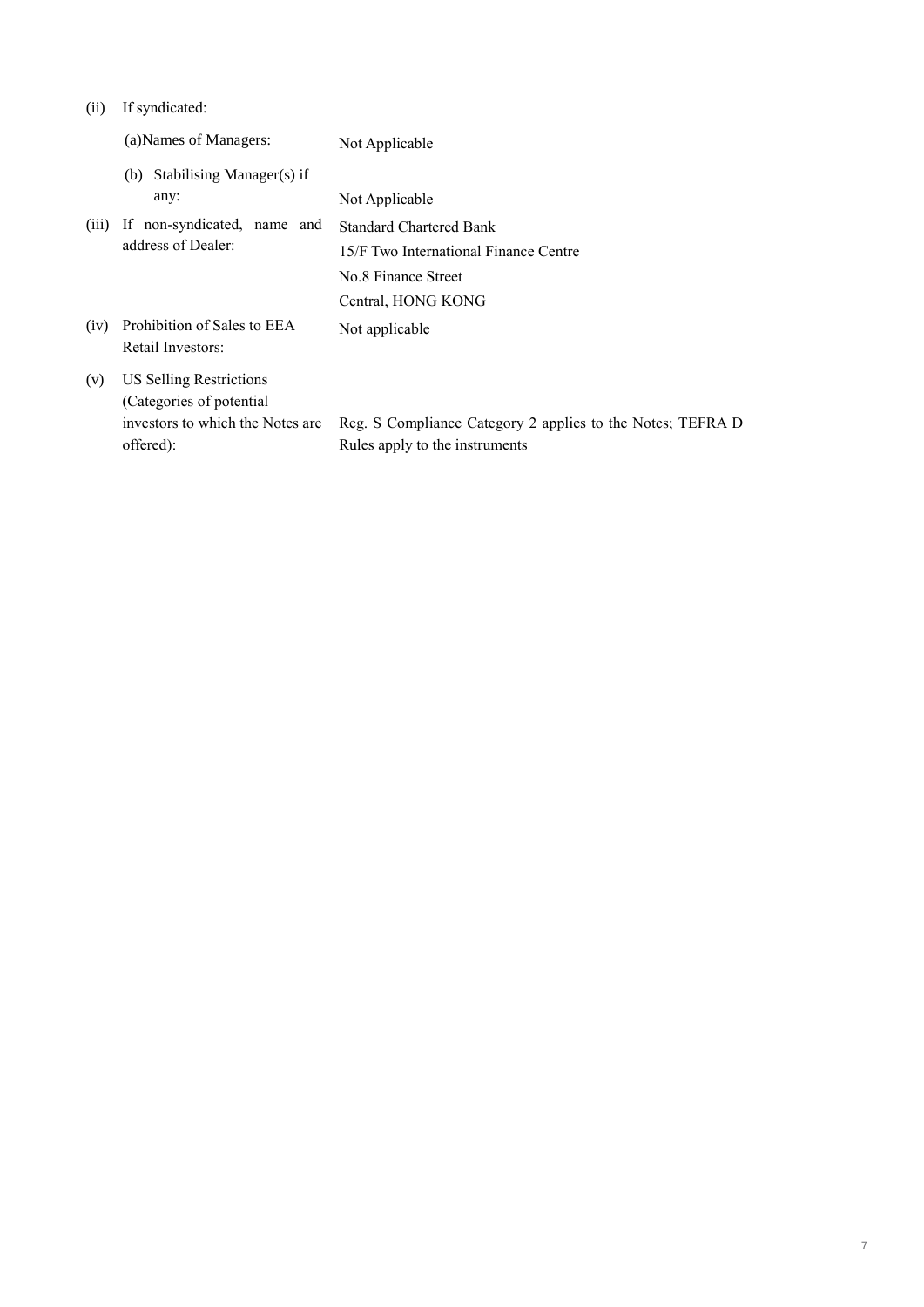| | | |
|---|---|---|
| (ii) | If syndicated: | |
| | (a) Names of Managers: | Not Applicable |
| | (b) Stabilising Manager(s) if any: | Not Applicable |
| (iii) | If non-syndicated, name and address of Dealer: | Standard Chartered Bank<br>15/F Two International Finance Centre<br>No.8 Finance Street<br>Central, HONG KONG |
| (iv) | Prohibition of Sales to EEA Retail Investors: | Not applicable |
| (v) | US Selling Restrictions (Categories of potential investors to which the Notes are offered): | Reg. S Compliance Category 2 applies to the Notes; TEFRA D Rules apply to the instruments |